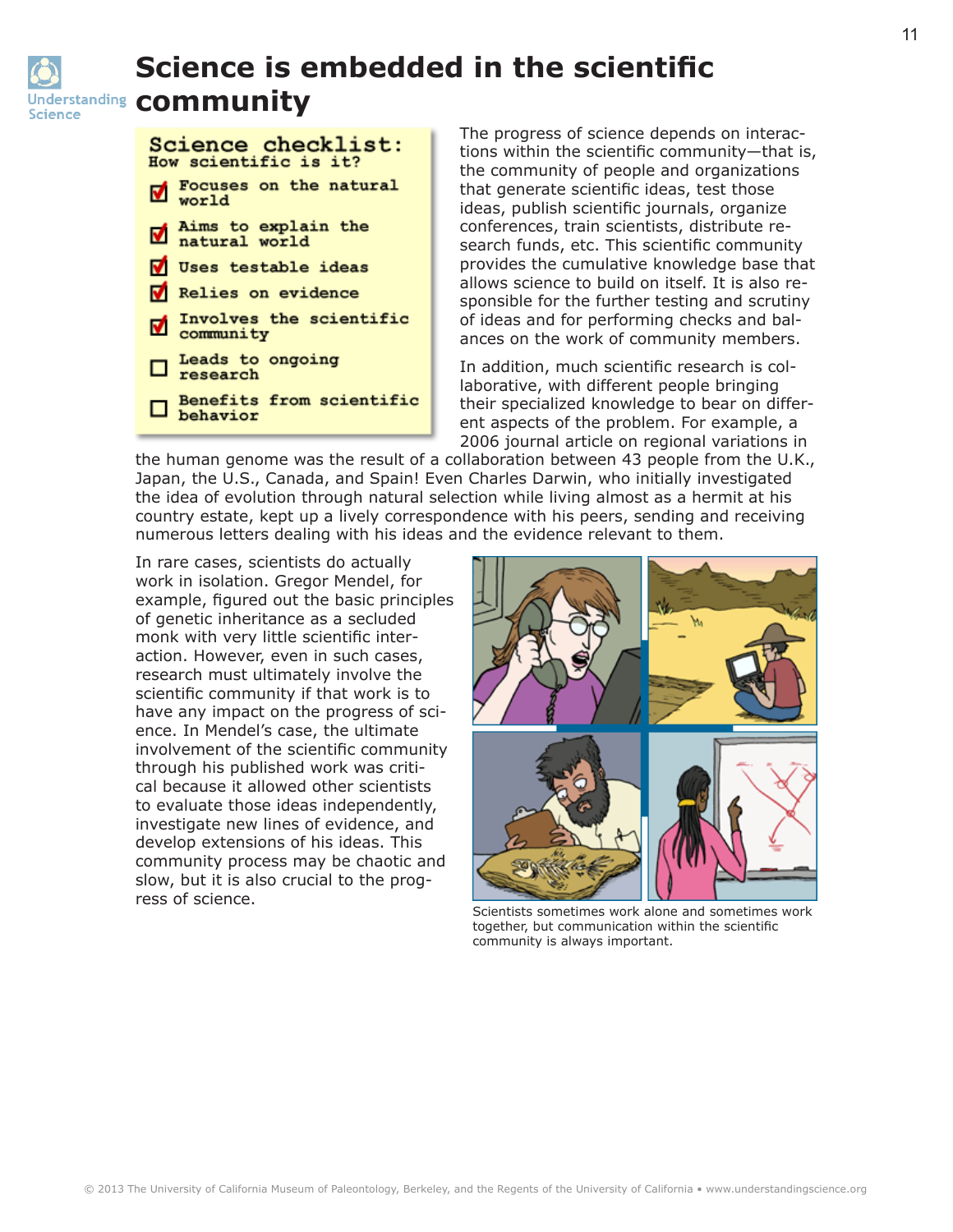# Science is embedded in the scientific community

**Science checklist:**
**How scientific is it?**

- ☑ Focuses on the natural world
- ☑ Aims to explain the natural world
- ☑ Uses testable ideas
- ☑ Relies on evidence
- ☑ Involves the scientific community
- ☐ Leads to ongoing research
- ☐ Benefits from scientific behavior

The progress of science depends on interactions within the scientific community—that is, the community of people and organizations that generate scientific ideas, test those ideas, publish scientific journals, organize conferences, train scientists, distribute research funds, etc. This scientific community provides the cumulative knowledge base that allows science to build on itself. It is also responsible for the further testing and scrutiny of ideas and for performing checks and balances on the work of community members.

In addition, much scientific research is collaborative, with different people bringing their specialized knowledge to bear on different aspects of the problem. For example, a 2006 journal article on regional variations in the human genome was the result of a collaboration between 43 people from the U.K., Japan, the U.S., Canada, and Spain! Even Charles Darwin, who initially investigated the idea of evolution through natural selection while living almost as a hermit at his country estate, kept up a lively correspondence with his peers, sending and receiving numerous letters dealing with his ideas and the evidence relevant to them.

In rare cases, scientists do actually work in isolation. Gregor Mendel, for example, figured out the basic principles of genetic inheritance as a secluded monk with very little scientific interaction. However, even in such cases, research must ultimately involve the scientific community if that work is to have any impact on the progress of science. In Mendel's case, the ultimate involvement of the scientific community through his published work was critical because it allowed other scientists to evaluate those ideas independently, investigate new lines of evidence, and develop extensions of his ideas. This community process may be chaotic and slow, but it is also crucial to the progress of science.

Scientists sometimes work alone and sometimes work together, but communication within the scientific community is always important.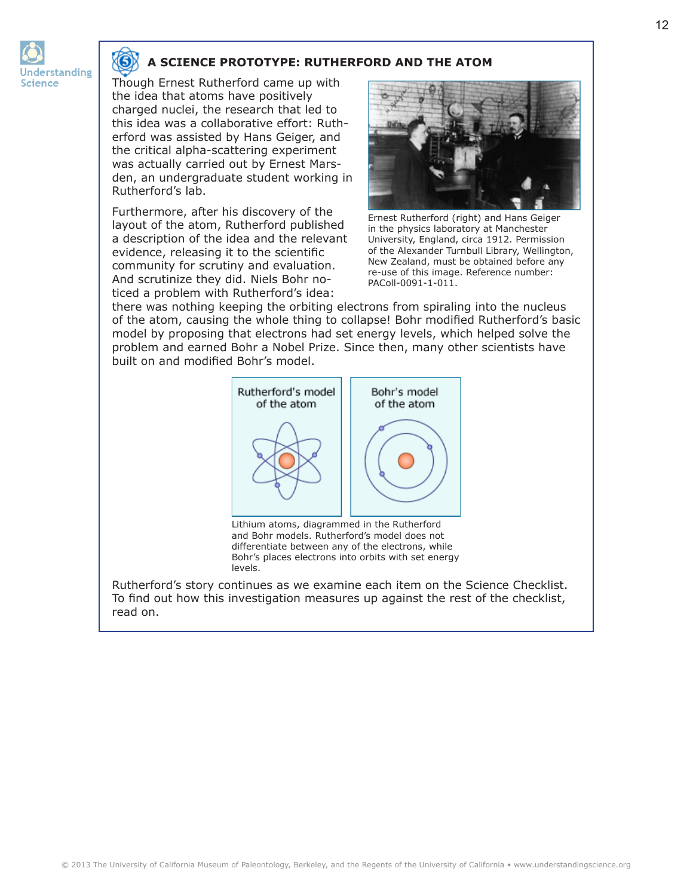## A SCIENCE PROTOTYPE: RUTHERFORD AND THE ATOM

Though Ernest Rutherford came up with the idea that atoms have positively charged nuclei, the research that led to this idea was a collaborative effort: Rutherford was assisted by Hans Geiger, and the critical alpha-scattering experiment was actually carried out by Ernest Marsden, an undergraduate student working in Rutherford's lab.

Ernest Rutherford (right) and Hans Geiger in the physics laboratory at Manchester University, England, circa 1912. Permission of the Alexander Turnbull Library, Wellington, New Zealand, must be obtained before any re-use of this image. Reference number: PAColl-0091-1-011.

Furthermore, after his discovery of the layout of the atom, Rutherford published a description of the idea and the relevant evidence, releasing it to the scientific community for scrutiny and evaluation. And scrutinize they did. Niels Bohr noticed a problem with Rutherford's idea: there was nothing keeping the orbiting electrons from spiraling into the nucleus of the atom, causing the whole thing to collapse! Bohr modified Rutherford's basic model by proposing that electrons had set energy levels, which helped solve the problem and earned Bohr a Nobel Prize. Since then, many other scientists have built on and modified Bohr's model.

Rutherford's model of the atom

Bohr's model of the atom

Lithium atoms, diagrammed in the Rutherford and Bohr models. Rutherford's model does not differentiate between any of the electrons, while Bohr's places electrons into orbits with set energy levels.

Rutherford's story continues as we examine each item on the Science Checklist. To find out how this investigation measures up against the rest of the checklist, read on.